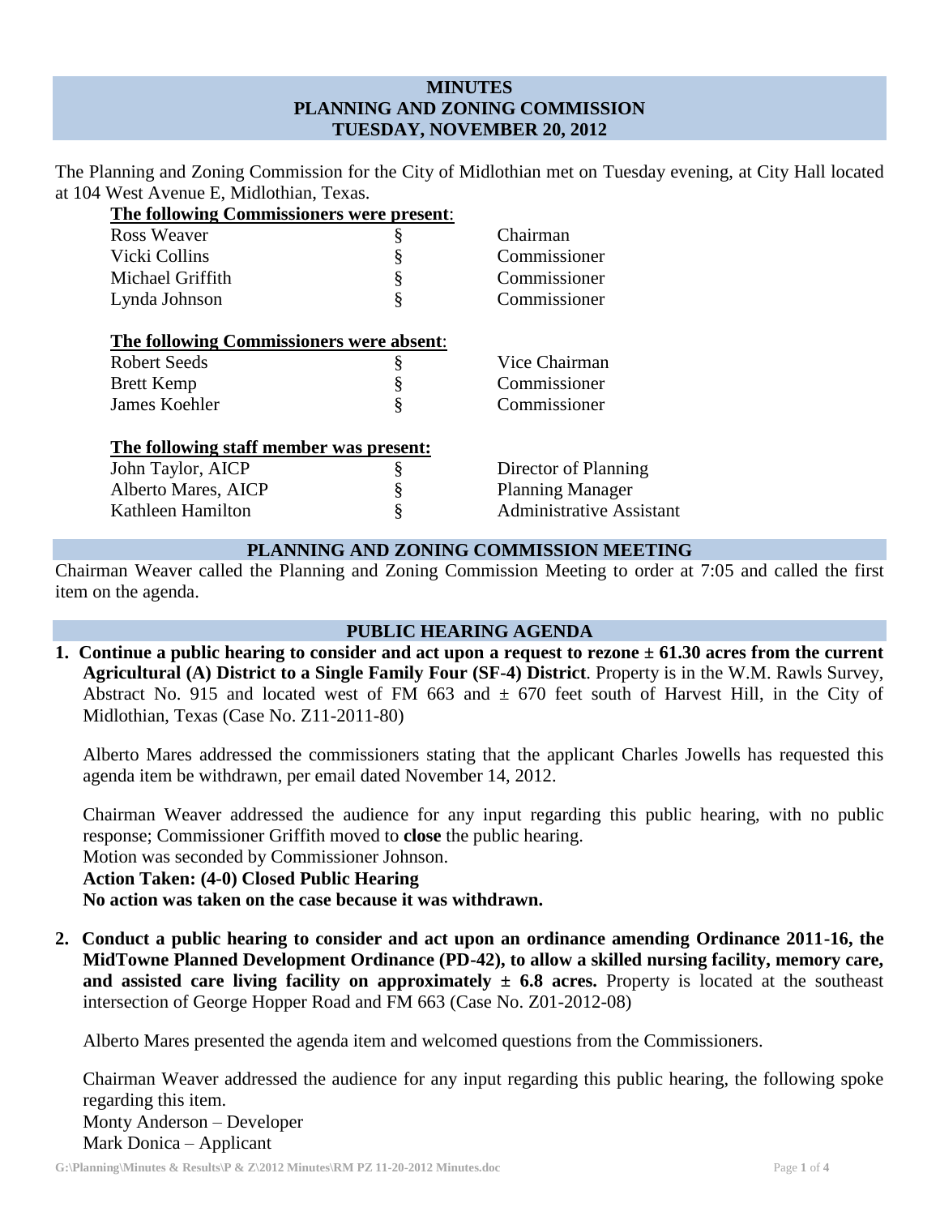# MINUTES
# PLANNING AND ZONING COMMISSION
# TUESDAY, NOVEMBER 20, 2012

The Planning and Zoning Commission for the City of Midlothian met on Tuesday evening, at City Hall located at 104 West Avenue E, Midlothian, Texas.

**The following Commissioners were present**:

| | | |
|---|---|---|
| Ross Weaver | § | Chairman |
| Vicki Collins | § | Commissioner |
| Michael Griffith | § | Commissioner |
| Lynda Johnson | § | Commissioner |

**The following Commissioners were absent**:

| | | |
|---|---|---|
| Robert Seeds | § | Vice Chairman |
| Brett Kemp | § | Commissioner |
| James Koehler | § | Commissioner |

**The following staff member was present:**

| | | |
|---|---|---|
| John Taylor, AICP | § | Director of Planning |
| Alberto Mares, AICP | § | Planning Manager |
| Kathleen Hamilton | § | Administrative Assistant |

## PLANNING AND ZONING COMMISSION MEETING

Chairman Weaver called the Planning and Zoning Commission Meeting to order at 7:05 and called the first item on the agenda.

## PUBLIC HEARING AGENDA

1. **Continue a public hearing to consider and act upon a request to rezone ± 61.30 acres from the current Agricultural (A) District to a Single Family Four (SF-4) District**. Property is in the W.M. Rawls Survey, Abstract No. 915 and located west of FM 663 and ± 670 feet south of Harvest Hill, in the City of Midlothian, Texas (Case No. Z11-2011-80)

   Alberto Mares addressed the commissioners stating that the applicant Charles Jowells has requested this agenda item be withdrawn, per email dated November 14, 2012.

   Chairman Weaver addressed the audience for any input regarding this public hearing, with no public response; Commissioner Griffith moved to **close** the public hearing.
   Motion was seconded by Commissioner Johnson.
   **Action Taken: (4-0) Closed Public Hearing**
   **No action was taken on the case because it was withdrawn.**

2. **Conduct a public hearing to consider and act upon an ordinance amending Ordinance 2011-16, the MidTowne Planned Development Ordinance (PD-42), to allow a skilled nursing facility, memory care, and assisted care living facility on approximately ± 6.8 acres.** Property is located at the southeast intersection of George Hopper Road and FM 663 (Case No. Z01-2012-08)

   Alberto Mares presented the agenda item and welcomed questions from the Commissioners.

   Chairman Weaver addressed the audience for any input regarding this public hearing, the following spoke regarding this item.
   Monty Anderson – Developer
   Mark Donica – Applicant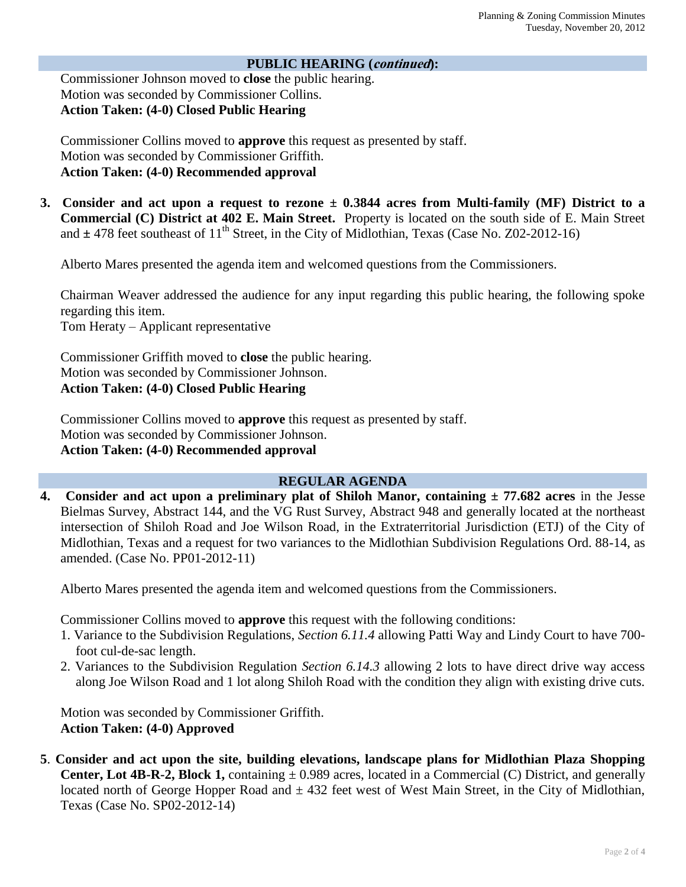## PUBLIC HEARING (*continued*):

Commissioner Johnson moved to **close** the public hearing.
Motion was seconded by Commissioner Collins.
**Action Taken: (4-0) Closed Public Hearing**

Commissioner Collins moved to **approve** this request as presented by staff.
Motion was seconded by Commissioner Griffith.
**Action Taken: (4-0) Recommended approval**

**3. Consider and act upon a request to rezone ± 0.3844 acres from Multi-family (MF) District to a Commercial (C) District at 402 E. Main Street.** Property is located on the south side of E. Main Street and ± 478 feet southeast of 11th Street, in the City of Midlothian, Texas (Case No. Z02-2012-16)

Alberto Mares presented the agenda item and welcomed questions from the Commissioners.

Chairman Weaver addressed the audience for any input regarding this public hearing, the following spoke regarding this item.
Tom Heraty – Applicant representative

Commissioner Griffith moved to **close** the public hearing.
Motion was seconded by Commissioner Johnson.
**Action Taken: (4-0) Closed Public Hearing**

Commissioner Collins moved to **approve** this request as presented by staff.
Motion was seconded by Commissioner Johnson.
**Action Taken: (4-0) Recommended approval**

## REGULAR AGENDA

**4. Consider and act upon a preliminary plat of Shiloh Manor, containing ± 77.682 acres** in the Jesse Bielmas Survey, Abstract 144, and the VG Rust Survey, Abstract 948 and generally located at the northeast intersection of Shiloh Road and Joe Wilson Road, in the Extraterritorial Jurisdiction (ETJ) of the City of Midlothian, Texas and a request for two variances to the Midlothian Subdivision Regulations Ord. 88-14, as amended. (Case No. PP01-2012-11)

Alberto Mares presented the agenda item and welcomed questions from the Commissioners.

Commissioner Collins moved to **approve** this request with the following conditions:

1. Variance to the Subdivision Regulations, *Section 6.11.4* allowing Patti Way and Lindy Court to have 700-foot cul-de-sac length.
2. Variances to the Subdivision Regulation *Section 6.14.3* allowing 2 lots to have direct drive way access along Joe Wilson Road and 1 lot along Shiloh Road with the condition they align with existing drive cuts.

Motion was seconded by Commissioner Griffith.
**Action Taken: (4-0) Approved**

**5. Consider and act upon the site, building elevations, landscape plans for Midlothian Plaza Shopping Center, Lot 4B-R-2, Block 1,** containing ± 0.989 acres, located in a Commercial (C) District, and generally located north of George Hopper Road and ± 432 feet west of West Main Street, in the City of Midlothian, Texas (Case No. SP02-2012-14)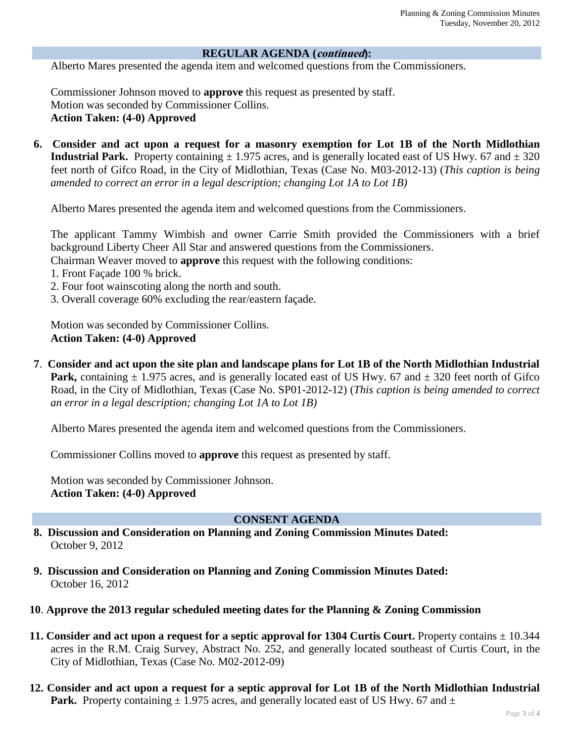## REGULAR AGENDA (*continued*):

Alberto Mares presented the agenda item and welcomed questions from the Commissioners.

Commissioner Johnson moved to **approve** this request as presented by staff.
Motion was seconded by Commissioner Collins.
**Action Taken: (4-0) Approved**

**6. Consider and act upon a request for a masonry exemption for Lot 1B of the North Midlothian Industrial Park.** Property containing ± 1.975 acres, and is generally located east of US Hwy. 67 and ± 320 feet north of Gifco Road, in the City of Midlothian, Texas (Case No. M03-2012-13) (*This caption is being amended to correct an error in a legal description; changing Lot 1A to Lot 1B)*

Alberto Mares presented the agenda item and welcomed questions from the Commissioners.

The applicant Tammy Wimbish and owner Carrie Smith provided the Commissioners with a brief background Liberty Cheer All Star and answered questions from the Commissioners.
Chairman Weaver moved to **approve** this request with the following conditions:

1. Front Façade 100 % brick.
2. Four foot wainscoting along the north and south.
3. Overall coverage 60% excluding the rear/eastern façade.

Motion was seconded by Commissioner Collins.
**Action Taken: (4-0) Approved**

**7. Consider and act upon the site plan and landscape plans for Lot 1B of the North Midlothian Industrial Park,** containing ± 1.975 acres, and is generally located east of US Hwy. 67 and ± 320 feet north of Gifco Road, in the City of Midlothian, Texas (Case No. SP01-2012-12) (*This caption is being amended to correct an error in a legal description; changing Lot 1A to Lot 1B)*

Alberto Mares presented the agenda item and welcomed questions from the Commissioners.

Commissioner Collins moved to **approve** this request as presented by staff.

Motion was seconded by Commissioner Johnson.
**Action Taken: (4-0) Approved**

## CONSENT AGENDA

**8. Discussion and Consideration on Planning and Zoning Commission Minutes Dated:**
October 9, 2012

**9. Discussion and Consideration on Planning and Zoning Commission Minutes Dated:**
October 16, 2012

**10. Approve the 2013 regular scheduled meeting dates for the Planning & Zoning Commission**

**11. Consider and act upon a request for a septic approval for 1304 Curtis Court.** Property contains ± 10.344 acres in the R.M. Craig Survey, Abstract No. 252, and generally located southeast of Curtis Court, in the City of Midlothian, Texas (Case No. M02-2012-09)

**12. Consider and act upon a request for a septic approval for Lot 1B of the North Midlothian Industrial Park.** Property containing ± 1.975 acres, and generally located east of US Hwy. 67 and ±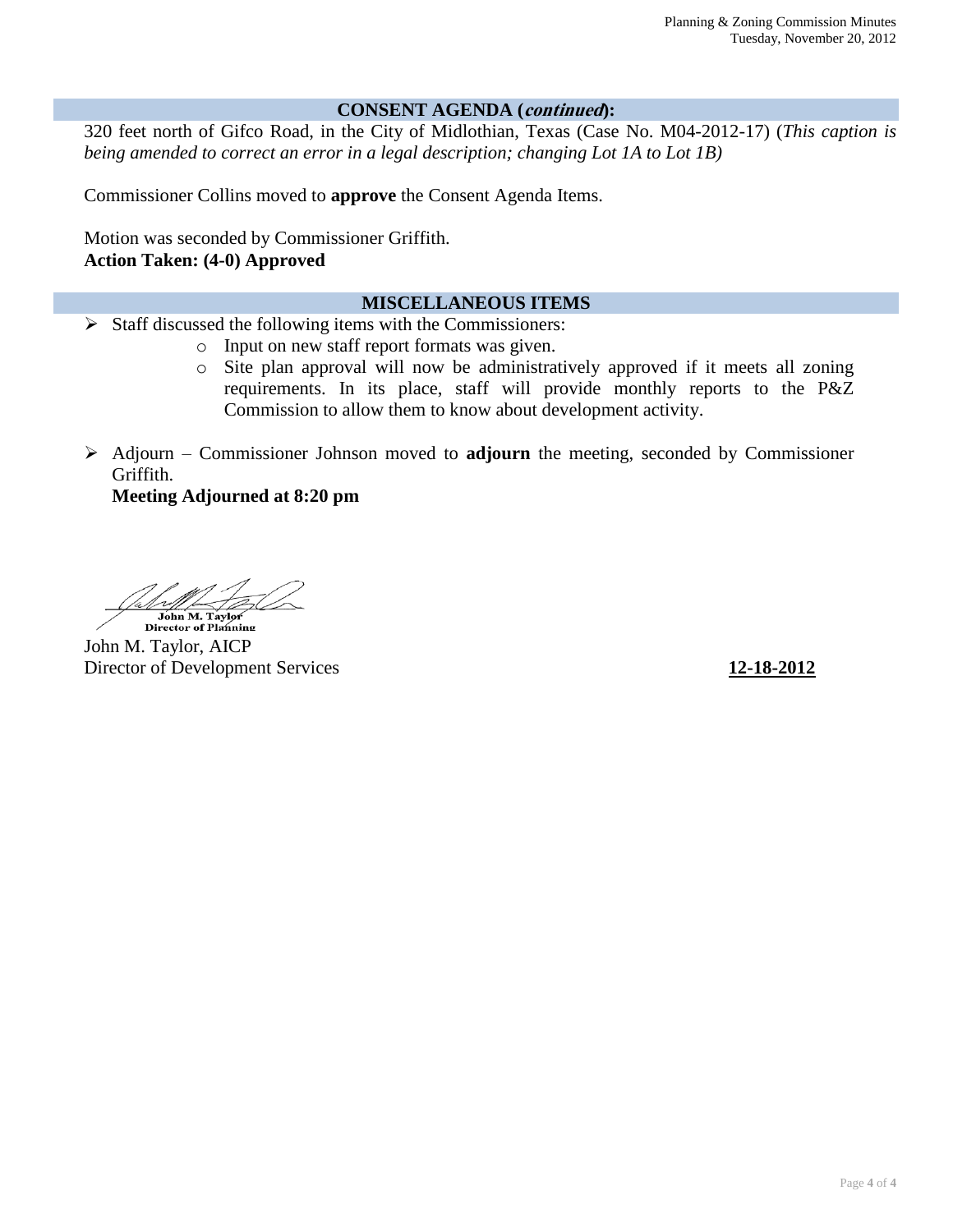## CONSENT AGENDA (*continued*):

320 feet north of Gifco Road, in the City of Midlothian, Texas (Case No. M04-2012-17) (*This caption is being amended to correct an error in a legal description; changing Lot 1A to Lot 1B)*

Commissioner Collins moved to **approve** the Consent Agenda Items.

Motion was seconded by Commissioner Griffith.
**Action Taken: (4-0) Approved**

## MISCELLANEOUS ITEMS

- Staff discussed the following items with the Commissioners:
  - Input on new staff report formats was given.
  - Site plan approval will now be administratively approved if it meets all zoning requirements. In its place, staff will provide monthly reports to the P&Z Commission to allow them to know about development activity.

- Adjourn – Commissioner Johnson moved to **adjourn** the meeting, seconded by Commissioner Griffith.
  **Meeting Adjourned at 8:20 pm**

John M. Taylor
Director of Planning

John M. Taylor, AICP
Director of Development Services

**12-18-2012**